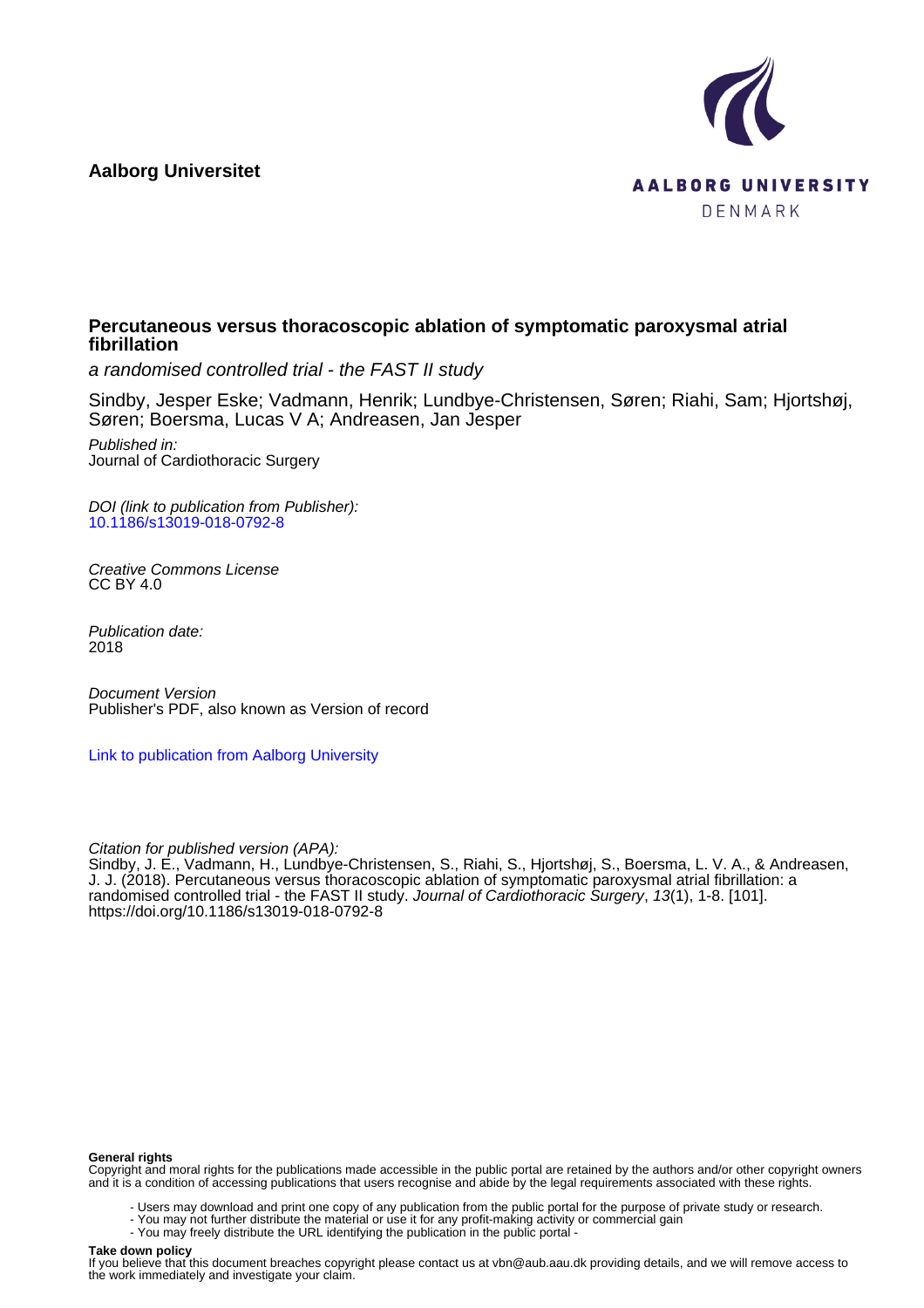**Aalborg Universitet**

AALBORG UNIVERSITY
DENMARK

# Percutaneous versus thoracoscopic ablation of symptomatic paroxysmal atrial fibrillation

*a randomised controlled trial - the FAST II study*

Sindby, Jesper Eske; Vadmann, Henrik; Lundbye-Christensen, Søren; Riahi, Sam; Hjortshøj, Søren; Boersma, Lucas V A; Andreasen, Jan Jesper

*Published in:*
Journal of Cardiothoracic Surgery

*DOI (link to publication from Publisher):*
10.1186/s13019-018-0792-8

*Creative Commons License*
CC BY 4.0

*Publication date:*
2018

*Document Version*
Publisher's PDF, also known as Version of record

Link to publication from Aalborg University

*Citation for published version (APA):*
Sindby, J. E., Vadmann, H., Lundbye-Christensen, S., Riahi, S., Hjortshøj, S., Boersma, L. V. A., & Andreasen, J. J. (2018). Percutaneous versus thoracoscopic ablation of symptomatic paroxysmal atrial fibrillation: a randomised controlled trial - the FAST II study. *Journal of Cardiothoracic Surgery*, *13*(1), 1-8. [101]. https://doi.org/10.1186/s13019-018-0792-8

**General rights**
Copyright and moral rights for the publications made accessible in the public portal are retained by the authors and/or other copyright owners and it is a condition of accessing publications that users recognise and abide by the legal requirements associated with these rights.

- Users may download and print one copy of any publication from the public portal for the purpose of private study or research.
- You may not further distribute the material or use it for any profit-making activity or commercial gain
- You may freely distribute the URL identifying the publication in the public portal -

**Take down policy**
If you believe that this document breaches copyright please contact us at vbn@aub.aau.dk providing details, and we will remove access to the work immediately and investigate your claim.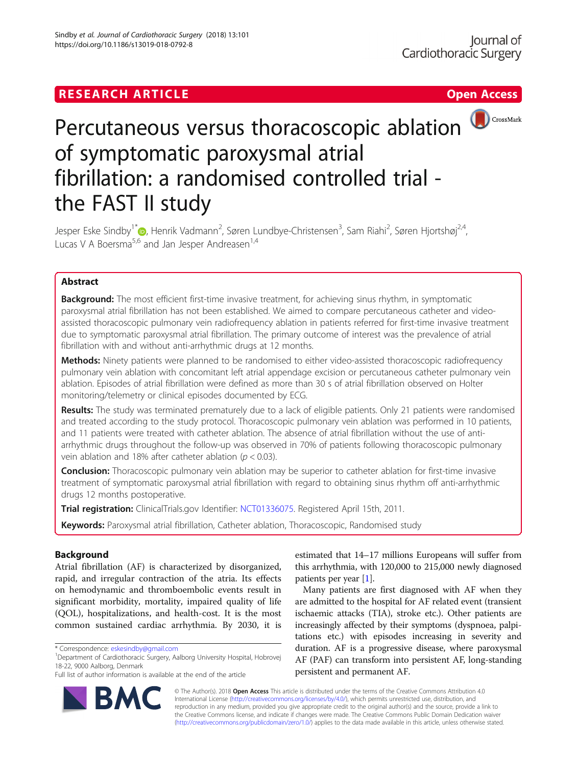# Percutaneous versus thoracoscopic ablation of symptomatic paroxysmal atrial fibrillation: a randomised controlled trial - the FAST II study

Jesper Eske Sindby[1*], Henrik Vadmann[2], Søren Lundbye-Christensen[3], Sam Riahi[2], Søren Hjortshøj[2,4], Lucas V A Boersma[5,6] and Jan Jesper Andreasen[1,4]

## Abstract

**Background:** The most efficient first-time invasive treatment, for achieving sinus rhythm, in symptomatic paroxysmal atrial fibrillation has not been established. We aimed to compare percutaneous catheter and video-assisted thoracoscopic pulmonary vein radiofrequency ablation in patients referred for first-time invasive treatment due to symptomatic paroxysmal atrial fibrillation. The primary outcome of interest was the prevalence of atrial fibrillation with and without anti-arrhythmic drugs at 12 months.

**Methods:** Ninety patients were planned to be randomised to either video-assisted thoracoscopic radiofrequency pulmonary vein ablation with concomitant left atrial appendage excision or percutaneous catheter pulmonary vein ablation. Episodes of atrial fibrillation were defined as more than 30 s of atrial fibrillation observed on Holter monitoring/telemetry or clinical episodes documented by ECG.

**Results:** The study was terminated prematurely due to a lack of eligible patients. Only 21 patients were randomised and treated according to the study protocol. Thoracoscopic pulmonary vein ablation was performed in 10 patients, and 11 patients were treated with catheter ablation. The absence of atrial fibrillation without the use of anti-arrhythmic drugs throughout the follow-up was observed in 70% of patients following thoracoscopic pulmonary vein ablation and 18% after catheter ablation ($p < 0.03$).

**Conclusion:** Thoracoscopic pulmonary vein ablation may be superior to catheter ablation for first-time invasive treatment of symptomatic paroxysmal atrial fibrillation with regard to obtaining sinus rhythm off anti-arrhythmic drugs 12 months postoperative.

**Trial registration:** ClinicalTrials.gov Identifier: NCT01336075. Registered April 15th, 2011.

**Keywords:** Paroxysmal atrial fibrillation, Catheter ablation, Thoracoscopic, Randomised study

## Background

Atrial fibrillation (AF) is characterized by disorganized, rapid, and irregular contraction of the atria. Its effects on hemodynamic and thromboembolic events result in significant morbidity, mortality, impaired quality of life (QOL), hospitalizations, and health-cost. It is the most common sustained cardiac arrhythmia. By 2030, it is estimated that 14–17 millions Europeans will suffer from this arrhythmia, with 120,000 to 215,000 newly diagnosed patients per year [1].

Many patients are first diagnosed with AF when they are admitted to the hospital for AF related event (transient ischaemic attacks (TIA), stroke etc.). Other patients are increasingly affected by their symptoms (dyspnoea, palpitations etc.) with episodes increasing in severity and duration. AF is a progressive disease, where paroxysmal AF (PAF) can transform into persistent AF, long-standing persistent and permanent AF.

\* Correspondence: eskesindby@gmail.com
[1]Department of Cardiothoracic Surgery, Aalborg University Hospital, Hobrovej 18-22, 9000 Aalborg, Denmark
Full list of author information is available at the end of the article

© The Author(s). 2018 **Open Access** This article is distributed under the terms of the Creative Commons Attribution 4.0 International License (http://creativecommons.org/licenses/by/4.0/), which permits unrestricted use, distribution, and reproduction in any medium, provided you give appropriate credit to the original author(s) and the source, provide a link to the Creative Commons license, and indicate if changes were made. The Creative Commons Public Domain Dedication waiver (http://creativecommons.org/publicdomain/zero/1.0/) applies to the data made available in this article, unless otherwise stated.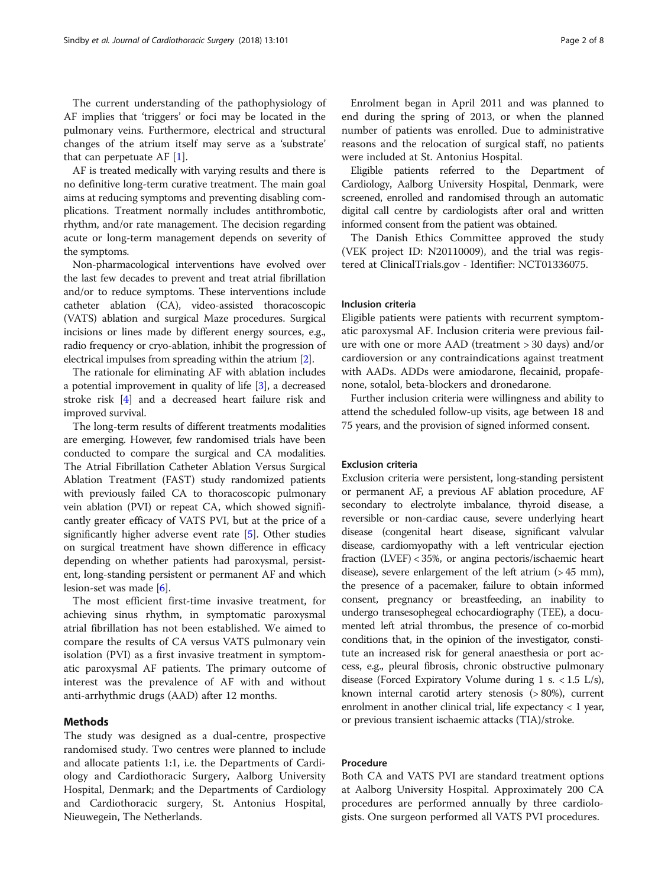The current understanding of the pathophysiology of AF implies that 'triggers' or foci may be located in the pulmonary veins. Furthermore, electrical and structural changes of the atrium itself may serve as a 'substrate' that can perpetuate AF [1].

AF is treated medically with varying results and there is no definitive long-term curative treatment. The main goal aims at reducing symptoms and preventing disabling complications. Treatment normally includes antithrombotic, rhythm, and/or rate management. The decision regarding acute or long-term management depends on severity of the symptoms.

Non-pharmacological interventions have evolved over the last few decades to prevent and treat atrial fibrillation and/or to reduce symptoms. These interventions include catheter ablation (CA), video-assisted thoracoscopic (VATS) ablation and surgical Maze procedures. Surgical incisions or lines made by different energy sources, e.g., radio frequency or cryo-ablation, inhibit the progression of electrical impulses from spreading within the atrium [2].

The rationale for eliminating AF with ablation includes a potential improvement in quality of life [3], a decreased stroke risk [4] and a decreased heart failure risk and improved survival.

The long-term results of different treatments modalities are emerging. However, few randomised trials have been conducted to compare the surgical and CA modalities. The Atrial Fibrillation Catheter Ablation Versus Surgical Ablation Treatment (FAST) study randomized patients with previously failed CA to thoracoscopic pulmonary vein ablation (PVI) or repeat CA, which showed significantly greater efficacy of VATS PVI, but at the price of a significantly higher adverse event rate [5]. Other studies on surgical treatment have shown difference in efficacy depending on whether patients had paroxysmal, persistent, long-standing persistent or permanent AF and which lesion-set was made [6].

The most efficient first-time invasive treatment, for achieving sinus rhythm, in symptomatic paroxysmal atrial fibrillation has not been established. We aimed to compare the results of CA versus VATS pulmonary vein isolation (PVI) as a first invasive treatment in symptomatic paroxysmal AF patients. The primary outcome of interest was the prevalence of AF with and without anti-arrhythmic drugs (AAD) after 12 months.

## Methods

The study was designed as a dual-centre, prospective randomised study. Two centres were planned to include and allocate patients 1:1, i.e. the Departments of Cardiology and Cardiothoracic Surgery, Aalborg University Hospital, Denmark; and the Departments of Cardiology and Cardiothoracic surgery, St. Antonius Hospital, Nieuwegein, The Netherlands.

Enrolment began in April 2011 and was planned to end during the spring of 2013, or when the planned number of patients was enrolled. Due to administrative reasons and the relocation of surgical staff, no patients were included at St. Antonius Hospital.

Eligible patients referred to the Department of Cardiology, Aalborg University Hospital, Denmark, were screened, enrolled and randomised through an automatic digital call centre by cardiologists after oral and written informed consent from the patient was obtained.

The Danish Ethics Committee approved the study (VEK project ID: N20110009), and the trial was registered at ClinicalTrials.gov - Identifier: NCT01336075.

### Inclusion criteria

Eligible patients were patients with recurrent symptomatic paroxysmal AF. Inclusion criteria were previous failure with one or more AAD (treatment > 30 days) and/or cardioversion or any contraindications against treatment with AADs. ADDs were amiodarone, flecainid, propafenone, sotalol, beta-blockers and dronedarone.

Further inclusion criteria were willingness and ability to attend the scheduled follow-up visits, age between 18 and 75 years, and the provision of signed informed consent.

### Exclusion criteria

Exclusion criteria were persistent, long-standing persistent or permanent AF, a previous AF ablation procedure, AF secondary to electrolyte imbalance, thyroid disease, a reversible or non-cardiac cause, severe underlying heart disease (congenital heart disease, significant valvular disease, cardiomyopathy with a left ventricular ejection fraction (LVEF) < 35%, or angina pectoris/ischaemic heart disease), severe enlargement of the left atrium (> 45 mm), the presence of a pacemaker, failure to obtain informed consent, pregnancy or breastfeeding, an inability to undergo transesophegeal echocardiography (TEE), a documented left atrial thrombus, the presence of co-morbid conditions that, in the opinion of the investigator, constitute an increased risk for general anaesthesia or port access, e.g., pleural fibrosis, chronic obstructive pulmonary disease (Forced Expiratory Volume during 1 s. < 1.5 L/s), known internal carotid artery stenosis (> 80%), current enrolment in another clinical trial, life expectancy < 1 year, or previous transient ischaemic attacks (TIA)/stroke.

### Procedure

Both CA and VATS PVI are standard treatment options at Aalborg University Hospital. Approximately 200 CA procedures are performed annually by three cardiologists. One surgeon performed all VATS PVI procedures.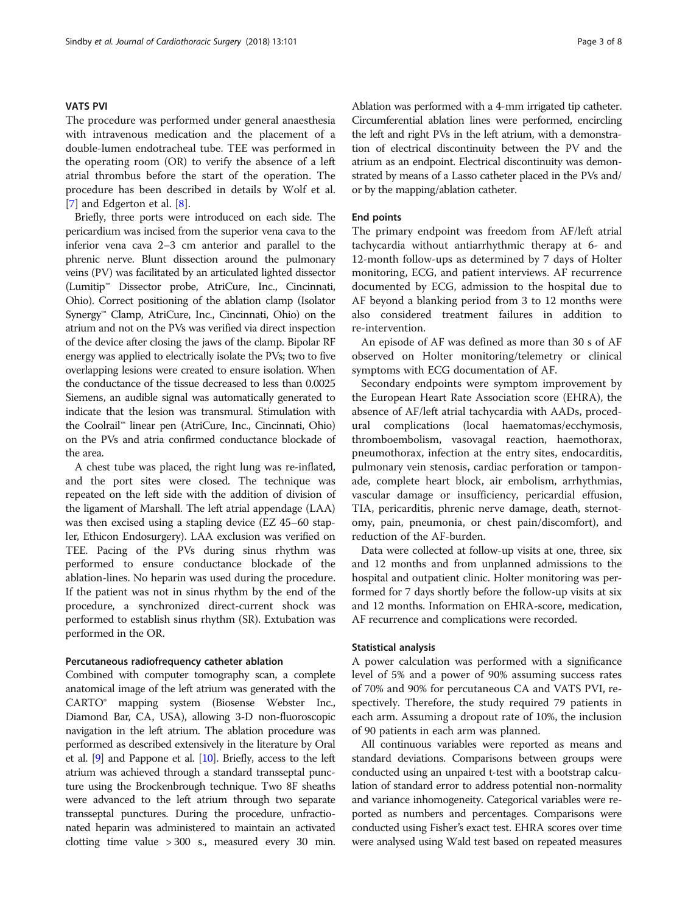### VATS PVI

The procedure was performed under general anaesthesia with intravenous medication and the placement of a double-lumen endotracheal tube. TEE was performed in the operating room (OR) to verify the absence of a left atrial thrombus before the start of the operation. The procedure has been described in details by Wolf et al. [7] and Edgerton et al. [8].

Briefly, three ports were introduced on each side. The pericardium was incised from the superior vena cava to the inferior vena cava 2–3 cm anterior and parallel to the phrenic nerve. Blunt dissection around the pulmonary veins (PV) was facilitated by an articulated lighted dissector (Lumitip™ Dissector probe, AtriCure, Inc., Cincinnati, Ohio). Correct positioning of the ablation clamp (Isolator Synergy™ Clamp, AtriCure, Inc., Cincinnati, Ohio) on the atrium and not on the PVs was verified via direct inspection of the device after closing the jaws of the clamp. Bipolar RF energy was applied to electrically isolate the PVs; two to five overlapping lesions were created to ensure isolation. When the conductance of the tissue decreased to less than 0.0025 Siemens, an audible signal was automatically generated to indicate that the lesion was transmural. Stimulation with the Coolrail™ linear pen (AtriCure, Inc., Cincinnati, Ohio) on the PVs and atria confirmed conductance blockade of the area.

A chest tube was placed, the right lung was re-inflated, and the port sites were closed. The technique was repeated on the left side with the addition of division of the ligament of Marshall. The left atrial appendage (LAA) was then excised using a stapling device (EZ 45–60 stapler, Ethicon Endosurgery). LAA exclusion was verified on TEE. Pacing of the PVs during sinus rhythm was performed to ensure conductance blockade of the ablation-lines. No heparin was used during the procedure. If the patient was not in sinus rhythm by the end of the procedure, a synchronized direct-current shock was performed to establish sinus rhythm (SR). Extubation was performed in the OR.

### Percutaneous radiofrequency catheter ablation

Combined with computer tomography scan, a complete anatomical image of the left atrium was generated with the CARTO® mapping system (Biosense Webster Inc., Diamond Bar, CA, USA), allowing 3-D non-fluoroscopic navigation in the left atrium. The ablation procedure was performed as described extensively in the literature by Oral et al. [9] and Pappone et al. [10]. Briefly, access to the left atrium was achieved through a standard transseptal puncture using the Brockenbrough technique. Two 8F sheaths were advanced to the left atrium through two separate transseptal punctures. During the procedure, unfractionated heparin was administered to maintain an activated clotting time value > 300 s., measured every 30 min. Ablation was performed with a 4-mm irrigated tip catheter. Circumferential ablation lines were performed, encircling the left and right PVs in the left atrium, with a demonstration of electrical discontinuity between the PV and the atrium as an endpoint. Electrical discontinuity was demonstrated by means of a Lasso catheter placed in the PVs and/or by the mapping/ablation catheter.

### End points

The primary endpoint was freedom from AF/left atrial tachycardia without antiarrhythmic therapy at 6- and 12-month follow-ups as determined by 7 days of Holter monitoring, ECG, and patient interviews. AF recurrence documented by ECG, admission to the hospital due to AF beyond a blanking period from 3 to 12 months were also considered treatment failures in addition to re-intervention.

An episode of AF was defined as more than 30 s of AF observed on Holter monitoring/telemetry or clinical symptoms with ECG documentation of AF.

Secondary endpoints were symptom improvement by the European Heart Rate Association score (EHRA), the absence of AF/left atrial tachycardia with AADs, procedural complications (local haematomas/ecchymosis, thromboembolism, vasovagal reaction, haemothorax, pneumothorax, infection at the entry sites, endocarditis, pulmonary vein stenosis, cardiac perforation or tamponade, complete heart block, air embolism, arrhythmias, vascular damage or insufficiency, pericardial effusion, TIA, pericarditis, phrenic nerve damage, death, sternotomy, pain, pneumonia, or chest pain/discomfort), and reduction of the AF-burden.

Data were collected at follow-up visits at one, three, six and 12 months and from unplanned admissions to the hospital and outpatient clinic. Holter monitoring was performed for 7 days shortly before the follow-up visits at six and 12 months. Information on EHRA-score, medication, AF recurrence and complications were recorded.

### Statistical analysis

A power calculation was performed with a significance level of 5% and a power of 90% assuming success rates of 70% and 90% for percutaneous CA and VATS PVI, respectively. Therefore, the study required 79 patients in each arm. Assuming a dropout rate of 10%, the inclusion of 90 patients in each arm was planned.

All continuous variables were reported as means and standard deviations. Comparisons between groups were conducted using an unpaired t-test with a bootstrap calculation of standard error to address potential non-normality and variance inhomogeneity. Categorical variables were reported as numbers and percentages. Comparisons were conducted using Fisher's exact test. EHRA scores over time were analysed using Wald test based on repeated measures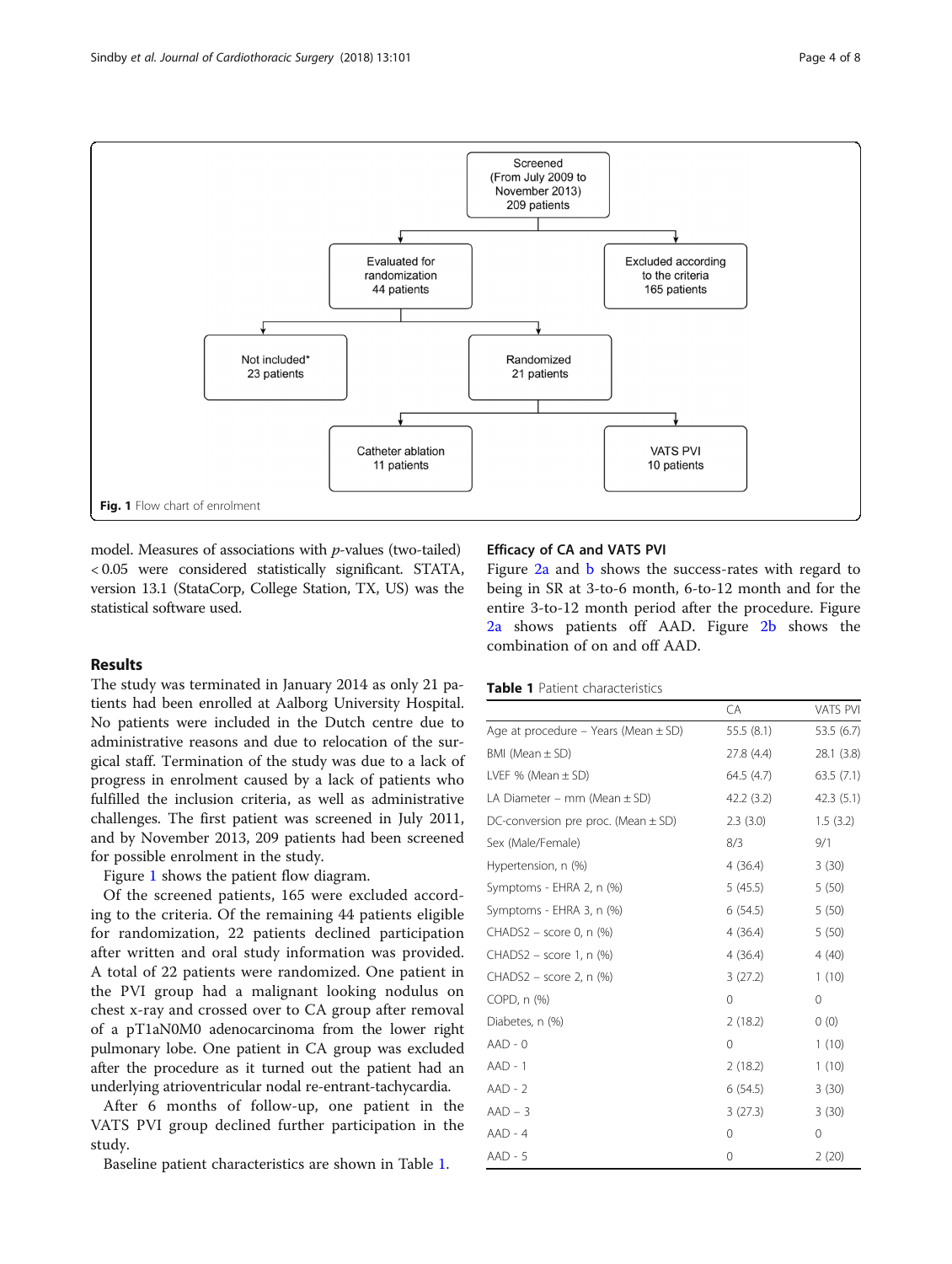Screened (From July 2009 to November 2013) 209 patients

Evaluated for randomization 44 patients

Excluded according to the criteria 165 patients

Not included* 23 patients

Randomized 21 patients

Catheter ablation 11 patients

VATS PVI 10 patients

**Fig. 1** Flow chart of enrolment

model. Measures of associations with *p*-values (two-tailed) < 0.05 were considered statistically significant. STATA, version 13.1 (StataCorp, College Station, TX, US) was the statistical software used.

## Results

The study was terminated in January 2014 as only 21 patients had been enrolled at Aalborg University Hospital. No patients were included in the Dutch centre due to administrative reasons and due to relocation of the surgical staff. Termination of the study was due to a lack of progress in enrolment caused by a lack of patients who fulfilled the inclusion criteria, as well as administrative challenges. The first patient was screened in July 2011, and by November 2013, 209 patients had been screened for possible enrolment in the study.

Figure 1 shows the patient flow diagram.

Of the screened patients, 165 were excluded according to the criteria. Of the remaining 44 patients eligible for randomization, 22 patients declined participation after written and oral study information was provided. A total of 22 patients were randomized. One patient in the PVI group had a malignant looking nodulus on chest x-ray and crossed over to CA group after removal of a pT1aN0M0 adenocarcinoma from the lower right pulmonary lobe. One patient in CA group was excluded after the procedure as it turned out the patient had an underlying atrioventricular nodal re-entrant-tachycardia.

After 6 months of follow-up, one patient in the VATS PVI group declined further participation in the study.

Baseline patient characteristics are shown in Table 1.

### Efficacy of CA and VATS PVI

Figure 2a and b shows the success-rates with regard to being in SR at 3-to-6 month, 6-to-12 month and for the entire 3-to-12 month period after the procedure. Figure 2a shows patients off AAD. Figure 2b shows the combination of on and off AAD.

**Table 1** Patient characteristics

| | CA | VATS PVI |
|---|---|---|
| Age at procedure – Years (Mean ± SD) | 55.5 (8.1) | 53.5 (6.7) |
| BMI (Mean ± SD) | 27.8 (4.4) | 28.1 (3.8) |
| LVEF % (Mean ± SD) | 64.5 (4.7) | 63.5 (7.1) |
| LA Diameter – mm (Mean ± SD) | 42.2 (3.2) | 42.3 (5.1) |
| DC-conversion pre proc. (Mean ± SD) | 2.3 (3.0) | 1.5 (3.2) |
| Sex (Male/Female) | 8/3 | 9/1 |
| Hypertension, n (%) | 4 (36.4) | 3 (30) |
| Symptoms - EHRA 2, n (%) | 5 (45.5) | 5 (50) |
| Symptoms - EHRA 3, n (%) | 6 (54.5) | 5 (50) |
| CHADS2 – score 0, n (%) | 4 (36.4) | 5 (50) |
| CHADS2 – score 1, n (%) | 4 (36.4) | 4 (40) |
| CHADS2 – score 2, n (%) | 3 (27.2) | 1 (10) |
| COPD, n (%) | 0 | 0 |
| Diabetes, n (%) | 2 (18.2) | 0 (0) |
| AAD - 0 | 0 | 1 (10) |
| AAD - 1 | 2 (18.2) | 1 (10) |
| AAD - 2 | 6 (54.5) | 3 (30) |
| AAD – 3 | 3 (27.3) | 3 (30) |
| AAD - 4 | 0 | 0 |
| AAD - 5 | 0 | 2 (20) |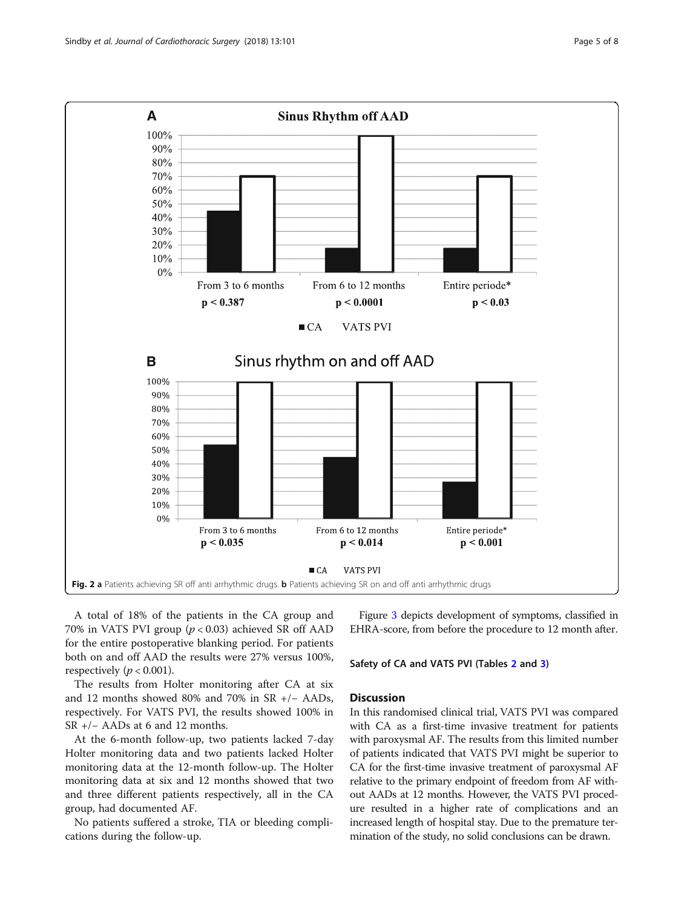Fig. 2 **a** Patients achieving SR off anti arrhythmic drugs. **b** Patients achieving SR on and off anti arrhythmic drugs

A total of 18% of the patients in the CA group and 70% in VATS PVI group ($p < 0.03$) achieved SR off AAD for the entire postoperative blanking period. For patients both on and off AAD the results were 27% versus 100%, respectively ($p < 0.001$).

The results from Holter monitoring after CA at six and 12 months showed 80% and 70% in SR +/− AADs, respectively. For VATS PVI, the results showed 100% in SR +/− AADs at 6 and 12 months.

At the 6-month follow-up, two patients lacked 7-day Holter monitoring data and two patients lacked Holter monitoring data at the 12-month follow-up. The Holter monitoring data at six and 12 months showed that two and three different patients respectively, all in the CA group, had documented AF.

No patients suffered a stroke, TIA or bleeding complications during the follow-up.

Figure 3 depicts development of symptoms, classified in EHRA-score, from before the procedure to 12 month after.

### Safety of CA and VATS PVI (Tables 2 and 3)

## Discussion

In this randomised clinical trial, VATS PVI was compared with CA as a first-time invasive treatment for patients with paroxysmal AF. The results from this limited number of patients indicated that VATS PVI might be superior to CA for the first-time invasive treatment of paroxysmal AF relative to the primary endpoint of freedom from AF without AADs at 12 months. However, the VATS PVI procedure resulted in a higher rate of complications and an increased length of hospital stay. Due to the premature termination of the study, no solid conclusions can be drawn.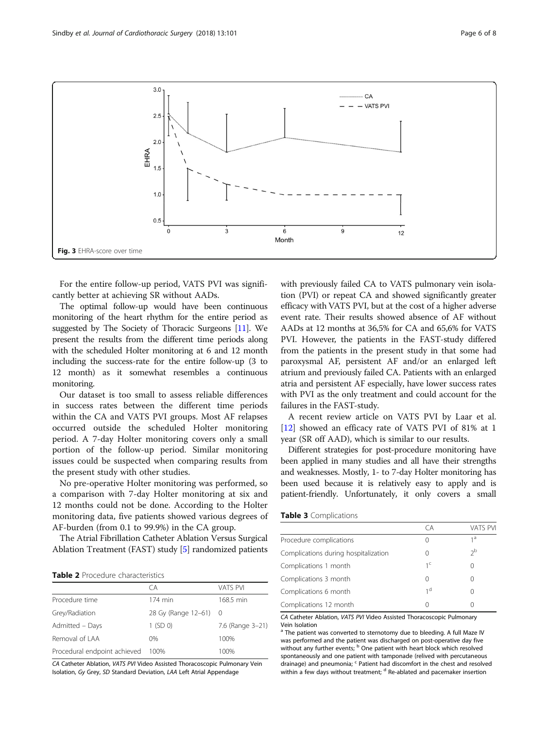Fig. 3 EHRA-score over time

For the entire follow-up period, VATS PVI was significantly better at achieving SR without AADs.

The optimal follow-up would have been continuous monitoring of the heart rhythm for the entire period as suggested by The Society of Thoracic Surgeons [11]. We present the results from the different time periods along with the scheduled Holter monitoring at 6 and 12 month including the success-rate for the entire follow-up (3 to 12 month) as it somewhat resembles a continuous monitoring.

Our dataset is too small to assess reliable differences in success rates between the different time periods within the CA and VATS PVI groups. Most AF relapses occurred outside the scheduled Holter monitoring period. A 7-day Holter monitoring covers only a small portion of the follow-up period. Similar monitoring issues could be suspected when comparing results from the present study with other studies.

No pre-operative Holter monitoring was performed, so a comparison with 7-day Holter monitoring at six and 12 months could not be done. According to the Holter monitoring data, five patients showed various degrees of AF-burden (from 0.1 to 99.9%) in the CA group.

The Atrial Fibrillation Catheter Ablation Versus Surgical Ablation Treatment (FAST) study [5] randomized patients with previously failed CA to VATS pulmonary vein isolation (PVI) or repeat CA and showed significantly greater efficacy with VATS PVI, but at the cost of a higher adverse event rate. Their results showed absence of AF without AADs at 12 months at 36,5% for CA and 65,6% for VATS PVI. However, the patients in the FAST-study differed from the patients in the present study in that some had paroxysmal AF, persistent AF and/or an enlarged left atrium and previously failed CA. Patients with an enlarged atria and persistent AF especially, have lower success rates with PVI as the only treatment and could account for the failures in the FAST-study.

A recent review article on VATS PVI by Laar et al. [12] showed an efficacy rate of VATS PVI of 81% at 1 year (SR off AAD), which is similar to our results.

Different strategies for post-procedure monitoring have been applied in many studies and all have their strengths and weaknesses. Mostly, 1- to 7-day Holter monitoring has been used because it is relatively easy to apply and is patient-friendly. Unfortunately, it only covers a small

**Table 2** Procedure characteristics

| | CA | VATS PVI |
|---|---|---|
| Procedure time | 174 min | 168.5 min |
| Grey/Radiation | 28 Gy (Range 12–61) | 0 |
| Admitted – Days | 1 (SD 0) | 7.6 (Range 3–21) |
| Removal of LAA | 0% | 100% |
| Procedural endpoint achieved | 100% | 100% |

*CA* Catheter Ablation, *VATS PVI* Video Assisted Thoracoscopic Pulmonary Vein Isolation, *Gy* Grey, *SD* Standard Deviation, *LAA* Left Atrial Appendage

**Table 3** Complications

| | CA | VATS PVI |
|---|---|---|
| Procedure complications | 0 | 1[a] |
| Complications during hospitalization | 0 | 2[b] |
| Complications 1 month | 1[c] | 0 |
| Complications 3 month | 0 | 0 |
| Complications 6 month | 1[d] | 0 |
| Complications 12 month | 0 | 0 |

*CA* Catheter Ablation, *VATS PVI* Video Assisted Thoracoscopic Pulmonary Vein Isolation
[a] The patient was converted to sternotomy due to bleeding. A full Maze IV was performed and the patient was discharged on post-operative day five without any further events; [b] One patient with heart block which resolved spontaneously and one patient with tamponade (relived with percutaneous drainage) and pneumonia; [c] Patient had discomfort in the chest and resolved within a few days without treatment; [d] Re-ablated and pacemaker insertion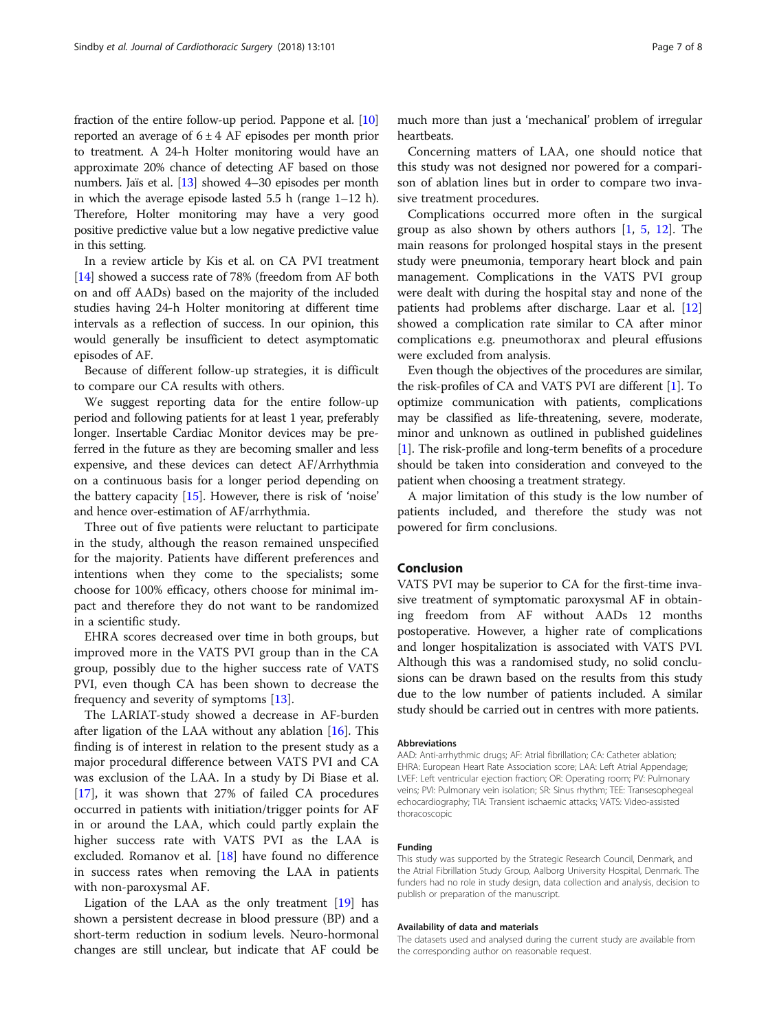fraction of the entire follow-up period. Pappone et al. [10] reported an average of $6 \pm 4$ AF episodes per month prior to treatment. A 24-h Holter monitoring would have an approximate 20% chance of detecting AF based on those numbers. Jaïs et al. [13] showed 4–30 episodes per month in which the average episode lasted 5.5 h (range 1–12 h). Therefore, Holter monitoring may have a very good positive predictive value but a low negative predictive value in this setting.

In a review article by Kis et al. on CA PVI treatment [14] showed a success rate of 78% (freedom from AF both on and off AADs) based on the majority of the included studies having 24-h Holter monitoring at different time intervals as a reflection of success. In our opinion, this would generally be insufficient to detect asymptomatic episodes of AF.

Because of different follow-up strategies, it is difficult to compare our CA results with others.

We suggest reporting data for the entire follow-up period and following patients for at least 1 year, preferably longer. Insertable Cardiac Monitor devices may be preferred in the future as they are becoming smaller and less expensive, and these devices can detect AF/Arrhythmia on a continuous basis for a longer period depending on the battery capacity [15]. However, there is risk of 'noise' and hence over-estimation of AF/arrhythmia.

Three out of five patients were reluctant to participate in the study, although the reason remained unspecified for the majority. Patients have different preferences and intentions when they come to the specialists; some choose for 100% efficacy, others choose for minimal impact and therefore they do not want to be randomized in a scientific study.

EHRA scores decreased over time in both groups, but improved more in the VATS PVI group than in the CA group, possibly due to the higher success rate of VATS PVI, even though CA has been shown to decrease the frequency and severity of symptoms [13].

The LARIAT-study showed a decrease in AF-burden after ligation of the LAA without any ablation [16]. This finding is of interest in relation to the present study as a major procedural difference between VATS PVI and CA was exclusion of the LAA. In a study by Di Biase et al. [17], it was shown that 27% of failed CA procedures occurred in patients with initiation/trigger points for AF in or around the LAA, which could partly explain the higher success rate with VATS PVI as the LAA is excluded. Romanov et al. [18] have found no difference in success rates when removing the LAA in patients with non-paroxysmal AF.

Ligation of the LAA as the only treatment [19] has shown a persistent decrease in blood pressure (BP) and a short-term reduction in sodium levels. Neuro-hormonal changes are still unclear, but indicate that AF could be much more than just a 'mechanical' problem of irregular heartbeats.

Concerning matters of LAA, one should notice that this study was not designed nor powered for a comparison of ablation lines but in order to compare two invasive treatment procedures.

Complications occurred more often in the surgical group as also shown by others authors [1, 5, 12]. The main reasons for prolonged hospital stays in the present study were pneumonia, temporary heart block and pain management. Complications in the VATS PVI group were dealt with during the hospital stay and none of the patients had problems after discharge. Laar et al. [12] showed a complication rate similar to CA after minor complications e.g. pneumothorax and pleural effusions were excluded from analysis.

Even though the objectives of the procedures are similar, the risk-profiles of CA and VATS PVI are different [1]. To optimize communication with patients, complications may be classified as life-threatening, severe, moderate, minor and unknown as outlined in published guidelines [1]. The risk-profile and long-term benefits of a procedure should be taken into consideration and conveyed to the patient when choosing a treatment strategy.

A major limitation of this study is the low number of patients included, and therefore the study was not powered for firm conclusions.

## Conclusion

VATS PVI may be superior to CA for the first-time invasive treatment of symptomatic paroxysmal AF in obtaining freedom from AF without AADs 12 months postoperative. However, a higher rate of complications and longer hospitalization is associated with VATS PVI. Although this was a randomised study, no solid conclusions can be drawn based on the results from this study due to the low number of patients included. A similar study should be carried out in centres with more patients.

### Abbreviations

AAD: Anti-arrhythmic drugs; AF: Atrial fibrillation; CA: Catheter ablation; EHRA: European Heart Rate Association score; LAA: Left Atrial Appendage; LVEF: Left ventricular ejection fraction; OR: Operating room; PV: Pulmonary veins; PVI: Pulmonary vein isolation; SR: Sinus rhythm; TEE: Transesophegeal echocardiography; TIA: Transient ischaemic attacks; VATS: Video-assisted thoracoscopic

### Funding

This study was supported by the Strategic Research Council, Denmark, and the Atrial Fibrillation Study Group, Aalborg University Hospital, Denmark. The funders had no role in study design, data collection and analysis, decision to publish or preparation of the manuscript.

### Availability of data and materials

The datasets used and analysed during the current study are available from the corresponding author on reasonable request.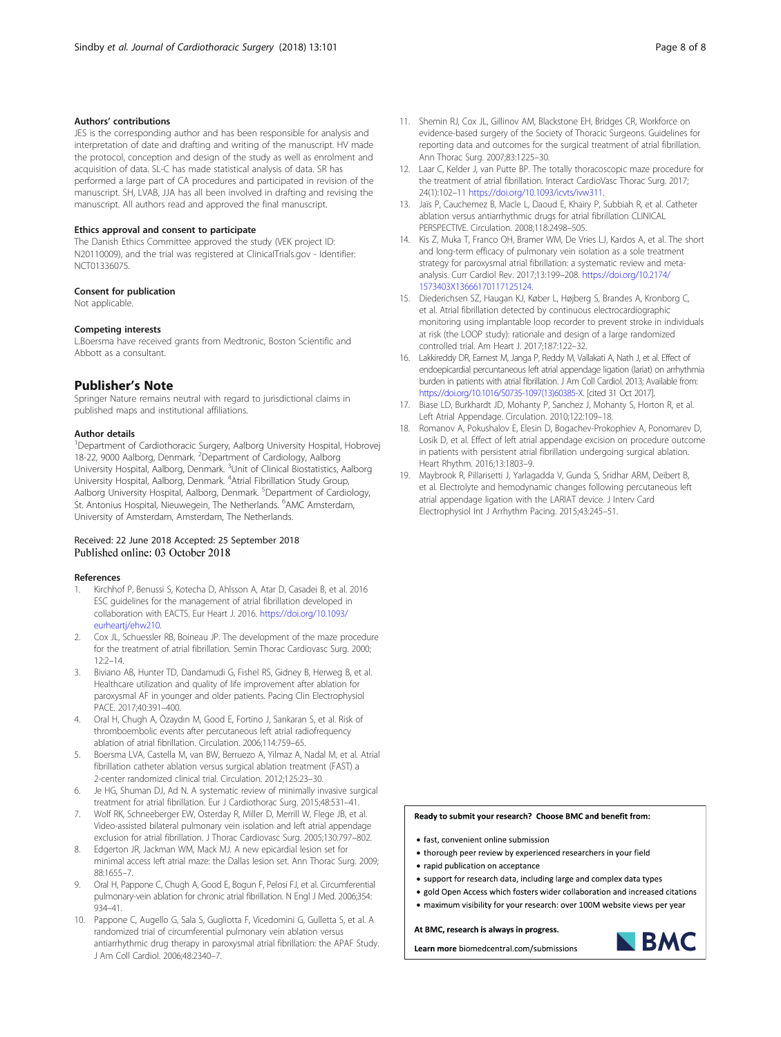### Authors' contributions

JES is the corresponding author and has been responsible for analysis and interpretation of date and drafting and writing of the manuscript. HV made the protocol, conception and design of the study as well as enrolment and acquisition of data. SL-C has made statistical analysis of data. SR has performed a large part of CA procedures and participated in revision of the manuscript. SH, LVAB, JJA has all been involved in drafting and revising the manuscript. All authors read and approved the final manuscript.

### Ethics approval and consent to participate

The Danish Ethics Committee approved the study (VEK project ID: N20110009), and the trial was registered at ClinicalTrials.gov - Identifier: NCT01336075.

### Consent for publication

Not applicable.

### Competing interests

L.Boersma have received grants from Medtronic, Boston Scientific and Abbott as a consultant.

## Publisher's Note

Springer Nature remains neutral with regard to jurisdictional claims in published maps and institutional affiliations.

### Author details

[1]Department of Cardiothoracic Surgery, Aalborg University Hospital, Hobrovej 18-22, 9000 Aalborg, Denmark. [2]Department of Cardiology, Aalborg University Hospital, Aalborg, Denmark. [3]Unit of Clinical Biostatistics, Aalborg University Hospital, Aalborg, Denmark. [4]Atrial Fibrillation Study Group, Aalborg University Hospital, Aalborg, Denmark. [5]Department of Cardiology, St. Antonius Hospital, Nieuwegein, The Netherlands. [6]AMC Amsterdam, University of Amsterdam, Amsterdam, The Netherlands.

Received: 22 June 2018 Accepted: 25 September 2018
Published online: 03 October 2018

### References

1. Kirchhof P, Benussi S, Kotecha D, Ahlsson A, Atar D, Casadei B, et al. 2016 ESC guidelines for the management of atrial fibrillation developed in collaboration with EACTS. Eur Heart J. 2016. https://doi.org/10.1093/eurheartj/ehw210.
2. Cox JL, Schuessler RB, Boineau JP. The development of the maze procedure for the treatment of atrial fibrillation. Semin Thorac Cardiovasc Surg. 2000; 12:2–14.
3. Biviano AB, Hunter TD, Dandamudi G, Fishel RS, Gidney B, Herweg B, et al. Healthcare utilization and quality of life improvement after ablation for paroxysmal AF in younger and older patients. Pacing Clin Electrophysiol PACE. 2017;40:391–400.
4. Oral H, Chugh A, Özaydın M, Good E, Fortino J, Sankaran S, et al. Risk of thromboembolic events after percutaneous left atrial radiofrequency ablation of atrial fibrillation. Circulation. 2006;114:759–65.
5. Boersma LVA, Castella M, van BW, Berruezo A, Yilmaz A, Nadal M, et al. Atrial fibrillation catheter ablation versus surgical ablation treatment (FAST) a 2-center randomized clinical trial. Circulation. 2012;125:23–30.
6. Je HG, Shuman DJ, Ad N. A systematic review of minimally invasive surgical treatment for atrial fibrillation. Eur J Cardiothorac Surg. 2015;48:531–41.
7. Wolf RK, Schneeberger EW, Osterday R, Miller D, Merrill W, Flege JB, et al. Video-assisted bilateral pulmonary vein isolation and left atrial appendage exclusion for atrial fibrillation. J Thorac Cardiovasc Surg. 2005;130:797–802.
8. Edgerton JR, Jackman WM, Mack MJ. A new epicardial lesion set for minimal access left atrial maze: the Dallas lesion set. Ann Thorac Surg. 2009; 88:1655–7.
9. Oral H, Pappone C, Chugh A, Good E, Bogun F, Pelosi FJ, et al. Circumferential pulmonary-vein ablation for chronic atrial fibrillation. N Engl J Med. 2006;354: 934–41.
10. Pappone C, Augello G, Sala S, Gugliotta F, Vicedomini G, Gulletta S, et al. A randomized trial of circumferential pulmonary vein ablation versus antiarrhythmic drug therapy in paroxysmal atrial fibrillation: the APAF Study. J Am Coll Cardiol. 2006;48:2340–7.
11. Shemin RJ, Cox JL, Gillinov AM, Blackstone EH, Bridges CR, Workforce on evidence-based surgery of the Society of Thoracic Surgeons. Guidelines for reporting data and outcomes for the surgical treatment of atrial fibrillation. Ann Thorac Surg. 2007;83:1225–30.
12. Laar C, Kelder J, van Putte BP. The totally thoracoscopic maze procedure for the treatment of atrial fibrillation. Interact CardioVasc Thorac Surg. 2017; 24(1):102–11 https://doi.org/10.1093/icvts/ivw311.
13. Jaïs P, Cauchemez B, Macle L, Daoud E, Khairy P, Subbiah R, et al. Catheter ablation versus antiarrhythmic drugs for atrial fibrillation CLINICAL PERSPECTIVE. Circulation. 2008;118:2498–505.
14. Kis Z, Muka T, Franco OH, Bramer WM, De Vries LJ, Kardos A, et al. The short and long-term efficacy of pulmonary vein isolation as a sole treatment strategy for paroxysmal atrial fibrillation: a systematic review and meta-analysis. Curr Cardiol Rev. 2017;13:199–208. https://doi.org/10.2174/1573403X13666170117125124.
15. Diederichsen SZ, Haugan KJ, Køber L, Højberg S, Brandes A, Kronborg C, et al. Atrial fibrillation detected by continuous electrocardiographic monitoring using implantable loop recorder to prevent stroke in individuals at risk (the LOOP study): rationale and design of a large randomized controlled trial. Am Heart J. 2017;187:122–32.
16. Lakkireddy DR, Earnest M, Janga P, Reddy M, Vallakati A, Nath J, et al. Effect of endoepicardial percutaneous left atrial appendage ligation (lariat) on arrhythmia burden in patients with atrial fibrillation. J Am Coll Cardiol. 2013; Available from: https://doi.org/10.1016/S0735-1097(13)60385-X. [cited 31 Oct 2017].
17. Biase LD, Burkhardt JD, Mohanty P, Sanchez J, Mohanty S, Horton R, et al. Left Atrial Appendage. Circulation. 2010;122:109–18.
18. Romanov A, Pokushalov E, Elesin D, Bogachev-Prokophiev A, Ponomarev D, Losik D, et al. Effect of left atrial appendage excision on procedure outcome in patients with persistent atrial fibrillation undergoing surgical ablation. Heart Rhythm. 2016;13:1803–9.
19. Maybrook R, Pillarisetti J, Yarlagadda V, Gunda S, Sridhar ARM, Deibert B, et al. Electrolyte and hemodynamic changes following percutaneous left atrial appendage ligation with the LARIAT device. J Interv Card Electrophysiol Int J Arrhythm Pacing. 2015;43:245–51.